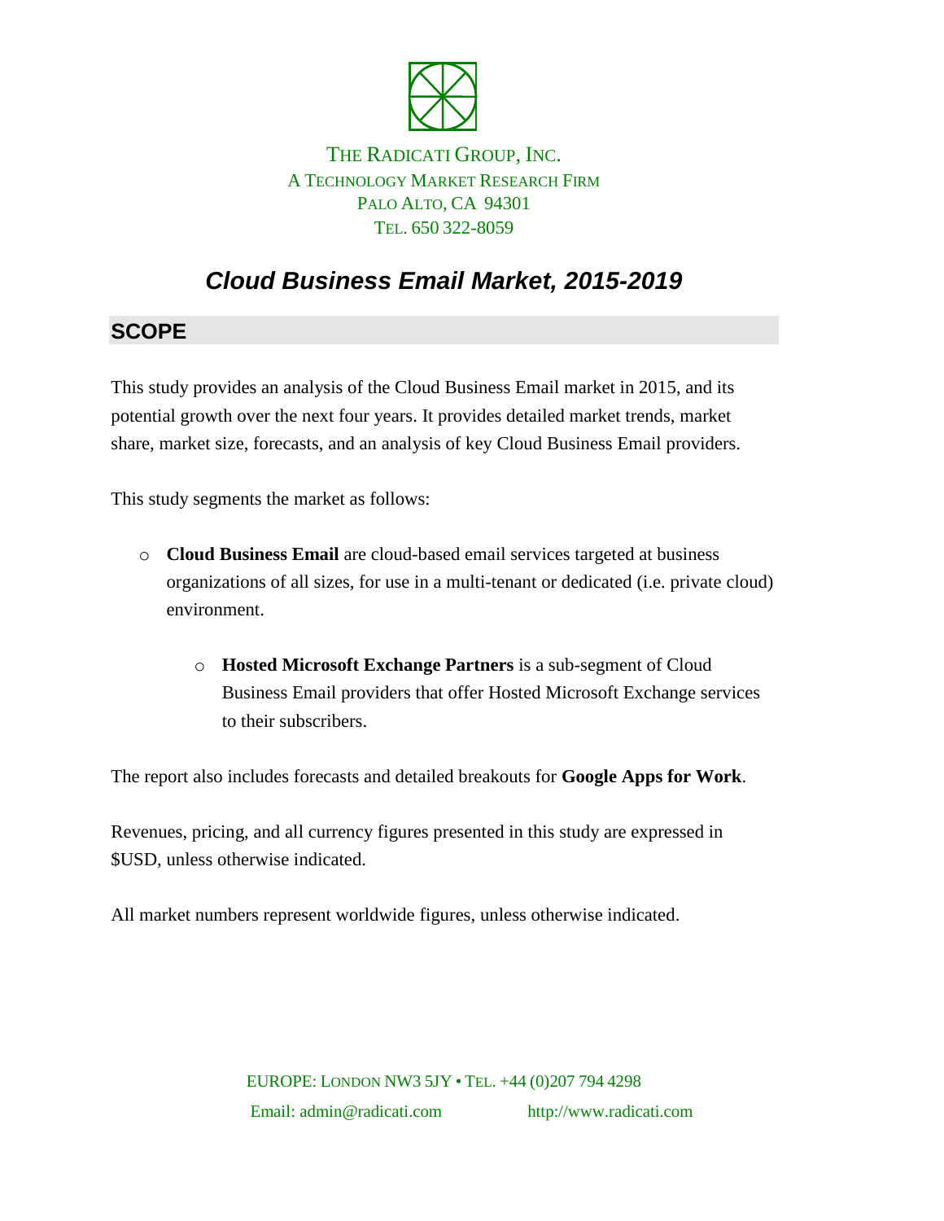THE RADICATI GROUP, INC.
A TECHNOLOGY MARKET RESEARCH FIRM
PALO ALTO, CA 94301
TEL. 650 322-8059

# *Cloud Business Email Market, 2015-2019*

## SCOPE

This study provides an analysis of the Cloud Business Email market in 2015, and its potential growth over the next four years. It provides detailed market trends, market share, market size, forecasts, and an analysis of key Cloud Business Email providers.

This study segments the market as follows:

- **Cloud Business Email** are cloud-based email services targeted at business organizations of all sizes, for use in a multi-tenant or dedicated (i.e. private cloud) environment.
  - **Hosted Microsoft Exchange Partners** is a sub-segment of Cloud Business Email providers that offer Hosted Microsoft Exchange services to their subscribers.

The report also includes forecasts and detailed breakouts for **Google Apps for Work**.

Revenues, pricing, and all currency figures presented in this study are expressed in $USD, unless otherwise indicated.

All market numbers represent worldwide figures, unless otherwise indicated.

EUROPE: LONDON NW3 5JY • TEL. +44 (0)207 794 4298
Email: admin@radicati.com http://www.radicati.com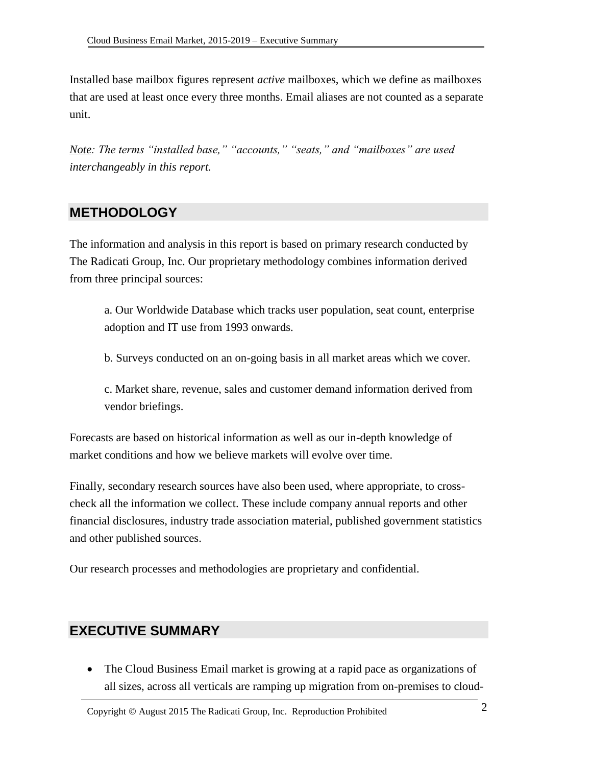Installed base mailbox figures represent *active* mailboxes, which we define as mailboxes that are used at least once every three months. Email aliases are not counted as a separate unit.

*Note: The terms "installed base," "accounts," "seats," and "mailboxes" are used interchangeably in this report.*

## METHODOLOGY

The information and analysis in this report is based on primary research conducted by The Radicati Group, Inc. Our proprietary methodology combines information derived from three principal sources:

a. Our Worldwide Database which tracks user population, seat count, enterprise adoption and IT use from 1993 onwards.

b. Surveys conducted on an on-going basis in all market areas which we cover.

c. Market share, revenue, sales and customer demand information derived from vendor briefings.

Forecasts are based on historical information as well as our in-depth knowledge of market conditions and how we believe markets will evolve over time.

Finally, secondary research sources have also been used, where appropriate, to cross-check all the information we collect. These include company annual reports and other financial disclosures, industry trade association material, published government statistics and other published sources.

Our research processes and methodologies are proprietary and confidential.

## EXECUTIVE SUMMARY

- The Cloud Business Email market is growing at a rapid pace as organizations of all sizes, across all verticals are ramping up migration from on-premises to cloud-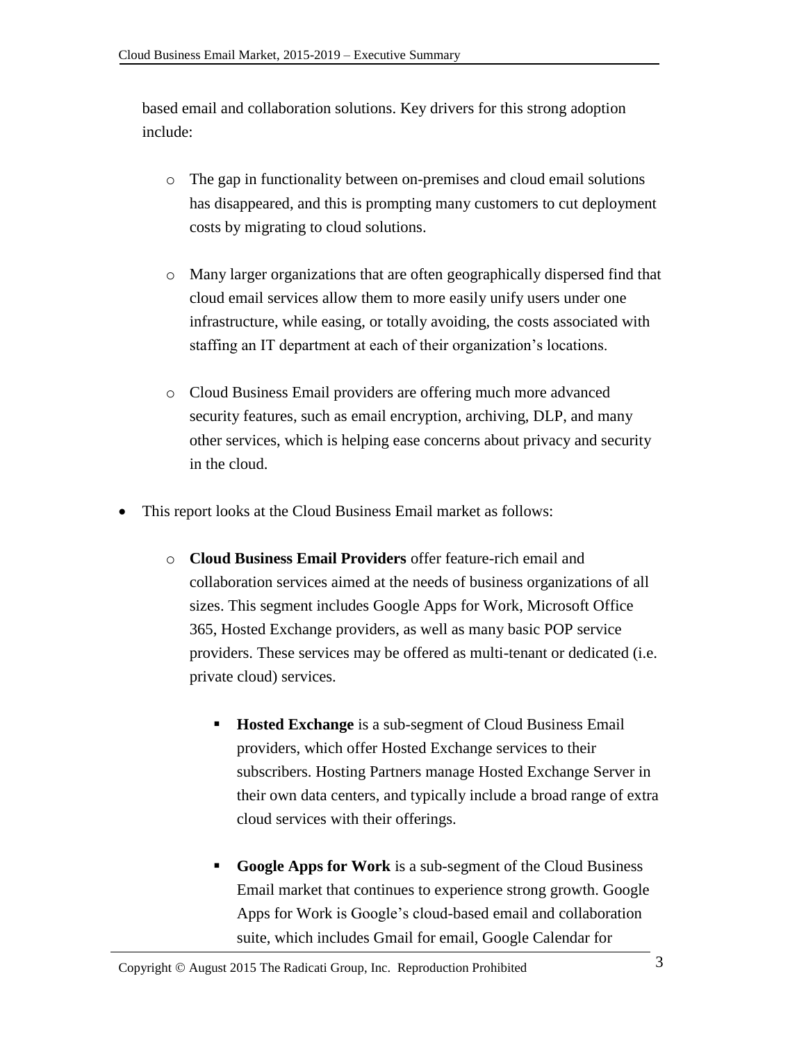based email and collaboration solutions. Key drivers for this strong adoption include:

  - The gap in functionality between on-premises and cloud email solutions has disappeared, and this is prompting many customers to cut deployment costs by migrating to cloud solutions.

  - Many larger organizations that are often geographically dispersed find that cloud email services allow them to more easily unify users under one infrastructure, while easing, or totally avoiding, the costs associated with staffing an IT department at each of their organization's locations.

  - Cloud Business Email providers are offering much more advanced security features, such as email encryption, archiving, DLP, and many other services, which is helping ease concerns about privacy and security in the cloud.

- This report looks at the Cloud Business Email market as follows:

  - **Cloud Business Email Providers** offer feature-rich email and collaboration services aimed at the needs of business organizations of all sizes. This segment includes Google Apps for Work, Microsoft Office 365, Hosted Exchange providers, as well as many basic POP service providers. These services may be offered as multi-tenant or dedicated (i.e. private cloud) services.

    - **Hosted Exchange** is a sub-segment of Cloud Business Email providers, which offer Hosted Exchange services to their subscribers. Hosting Partners manage Hosted Exchange Server in their own data centers, and typically include a broad range of extra cloud services with their offerings.

    - **Google Apps for Work** is a sub-segment of the Cloud Business Email market that continues to experience strong growth. Google Apps for Work is Google's cloud-based email and collaboration suite, which includes Gmail for email, Google Calendar for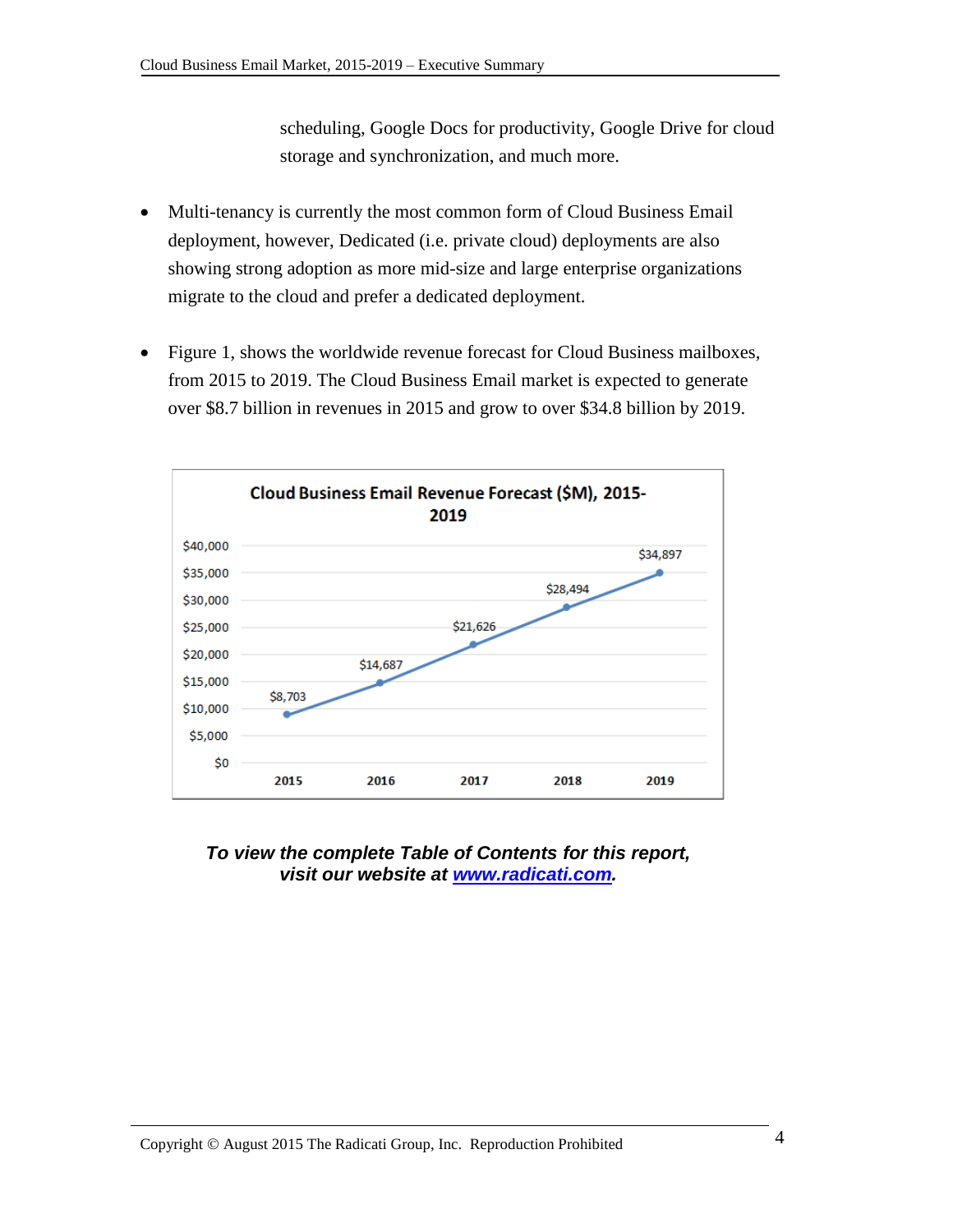scheduling, Google Docs for productivity, Google Drive for cloud storage and synchronization, and much more.

- Multi-tenancy is currently the most common form of Cloud Business Email deployment, however, Dedicated (i.e. private cloud) deployments are also showing strong adoption as more mid-size and large enterprise organizations migrate to the cloud and prefer a dedicated deployment.

- Figure 1, shows the worldwide revenue forecast for Cloud Business mailboxes, from 2015 to 2019. The Cloud Business Email market is expected to generate over $8.7 billion in revenues in 2015 and grow to over $34.8 billion by 2019.

**Cloud Business Email Revenue Forecast ($M), 2015-2019**

$40,000
$35,000
$30,000
$25,000
$20,000
$15,000
$10,000
$5,000
$0

$8,703
$14,687
$21,626
$28,494
$34,897

2015
2016
2017
2018
2019

***To view the complete Table of Contents for this report, visit our website at [www.radicati.com](http://www.radicati.com).***